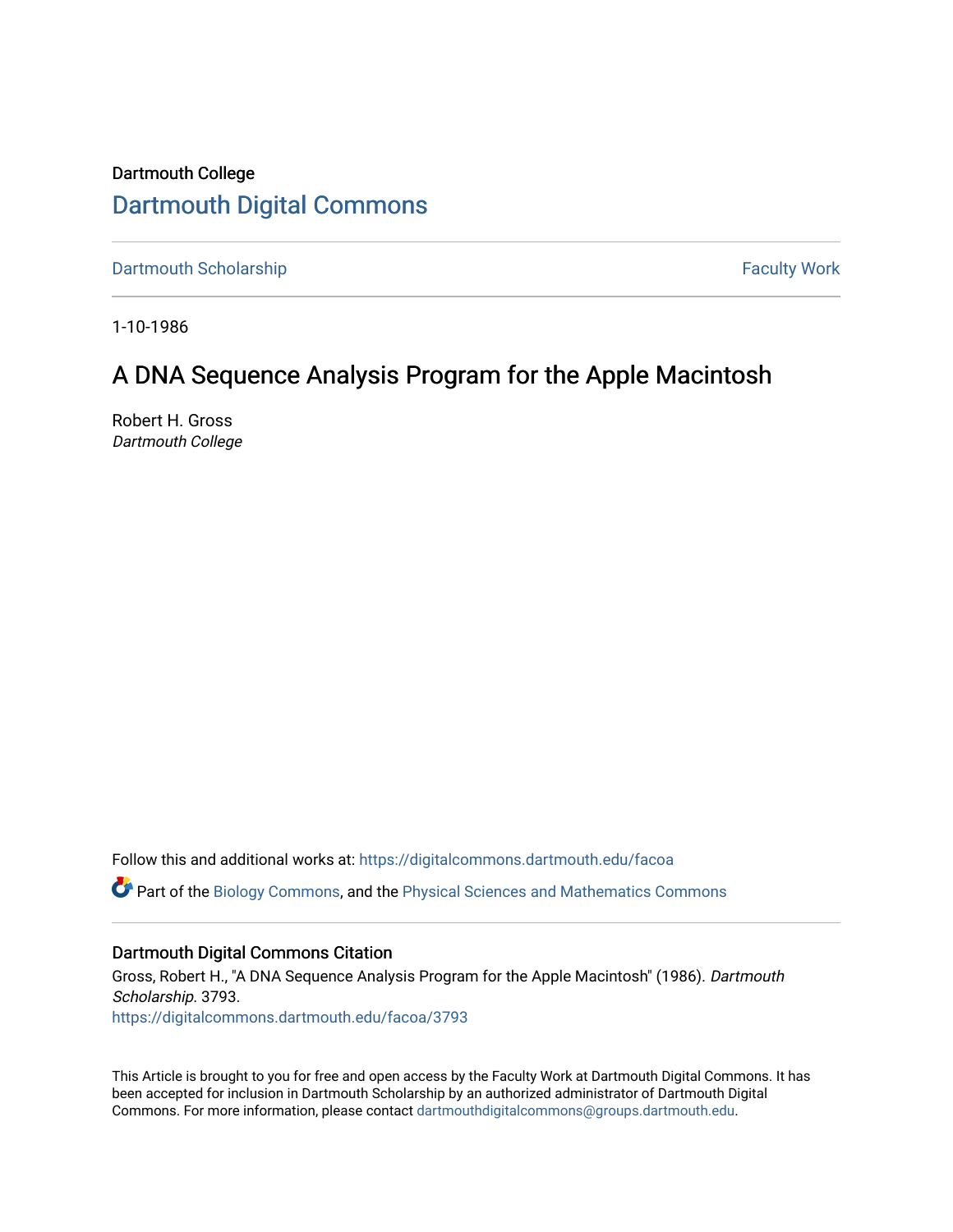Dartmouth College

# Dartmouth Digital Commons

Dartmouth Scholarship | Faculty Work

1-10-1986

## A DNA Sequence Analysis Program for the Apple Macintosh

Robert H. Gross
*Dartmouth College*

Follow this and additional works at: https://digitalcommons.dartmouth.edu/facoa

Part of the Biology Commons, and the Physical Sciences and Mathematics Commons

### Dartmouth Digital Commons Citation

Gross, Robert H., "A DNA Sequence Analysis Program for the Apple Macintosh" (1986). *Dartmouth Scholarship*. 3793.
https://digitalcommons.dartmouth.edu/facoa/3793

This Article is brought to you for free and open access by the Faculty Work at Dartmouth Digital Commons. It has been accepted for inclusion in Dartmouth Scholarship by an authorized administrator of Dartmouth Digital Commons. For more information, please contact dartmouthdigitalcommons@groups.dartmouth.edu.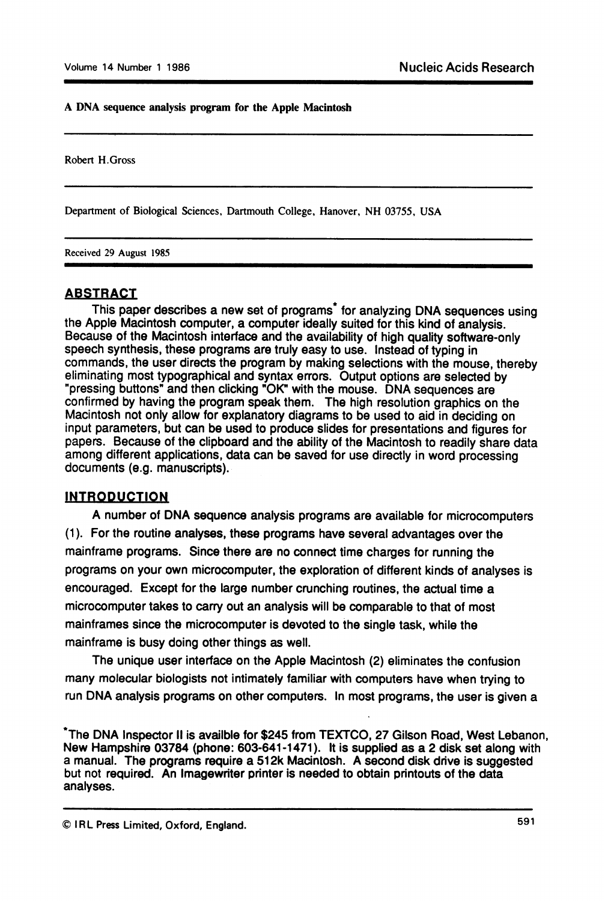A DNA sequence analysis program for the Apple Macintosh

Robert H.Gross

Department of Biological Sciences, Dartmouth College, Hanover, NH 03755, USA

Received 29 August 1985

## ABSTRACT

This paper describes a new set of programs* for analyzing DNA sequences using the Apple Macintosh computer, a computer ideally suited for this kind of analysis. Because of the Macintosh interface and the availability of high quality software-only speech synthesis, these programs are truly easy to use. Instead of typing in commands, the user directs the program by making selections with the mouse, thereby eliminating most typographical and syntax errors. Output options are selected by "pressing buttons" and then clicking "OK" with the mouse. DNA sequences are confirmed by having the program speak them. The high resolution graphics on the Macintosh not only allow for explanatory diagrams to be used to aid in deciding on input parameters, but can be used to produce slides for presentations and figures for papers. Because of the clipboard and the ability of the Macintosh to readily share data among different applications, data can be saved for use directly in word processing documents (e.g. manuscripts).

## INTRODUCTION

A number of DNA sequence analysis programs are available for microcomputers (1). For the routine analyses, these programs have several advantages over the mainframe programs. Since there are no connect time charges for running the programs on your own microcomputer, the exploration of different kinds of analyses is encouraged. Except for the large number crunching routines, the actual time a microcomputer takes to carry out an analysis will be comparable to that of most mainframes since the microcomputer is devoted to the single task, while the mainframe is busy doing other things as well.

The unique user interface on the Apple Macintosh (2) eliminates the confusion many molecular biologists not intimately familiar with computers have when trying to run DNA analysis programs on other computers. In most programs, the user is given a

*The DNA Inspector II is availble for $245 from TEXTCO, 27 Gilson Road, West Lebanon, New Hampshire 03784 (phone: 603-641-1471). It is supplied as a 2 disk set along with a manual. The programs require a 512k Macintosh. A second disk drive is suggested but not required. An Imagewriter printer is needed to obtain printouts of the data analyses.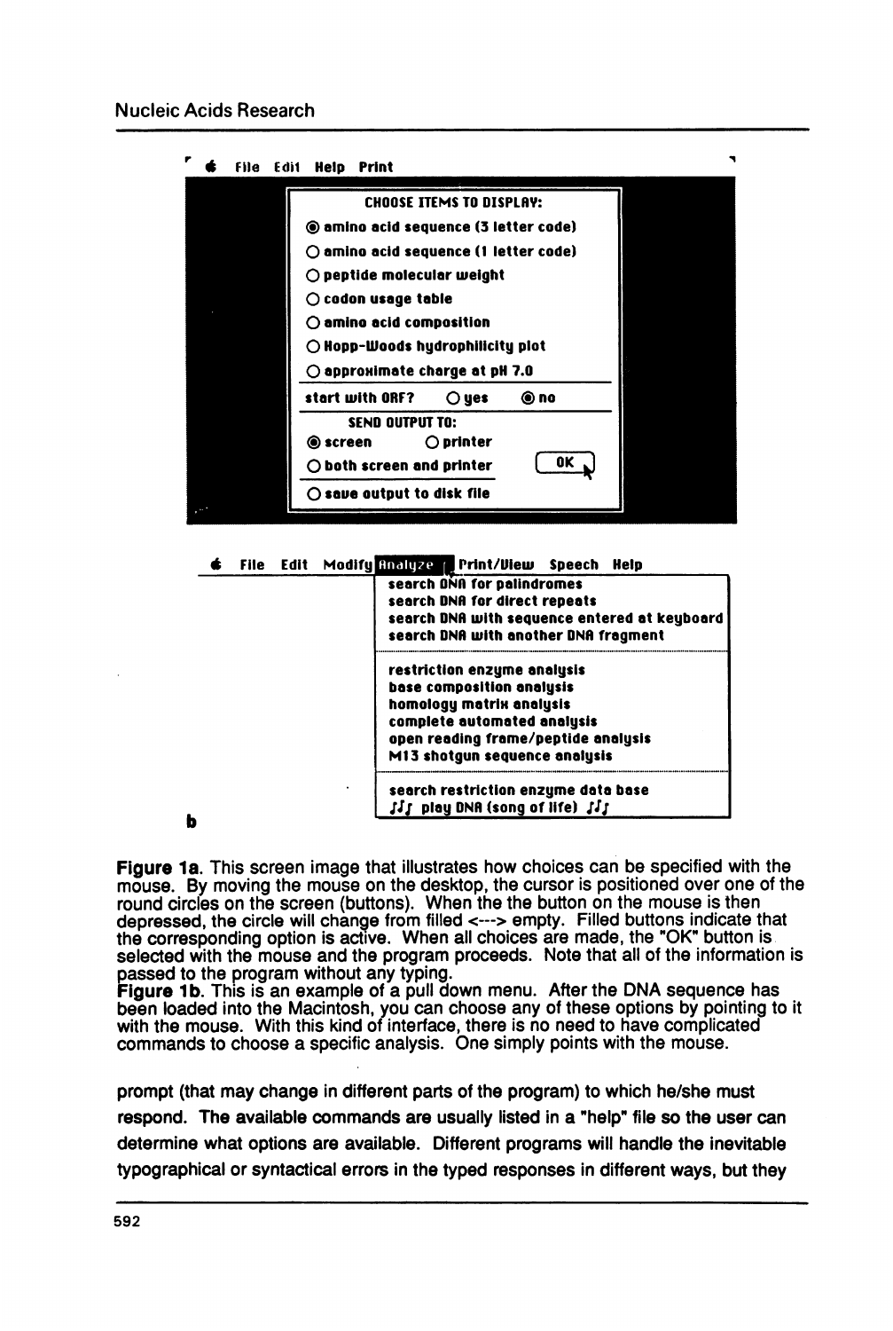File Edit Help Print

**CHOOSE ITEMS TO DISPLAY:**

- ◉ amino acid sequence (3 letter code)
- ○ amino acid sequence (1 letter code)
- ○ peptide molecular weight
- ○ codon usage table
- ○ amino acid composition
- ○ Hopp-Woods hydrophilicity plot
- ○ approximate charge at pH 7.0

start with ORF? ○ yes ◉ no

**SEND OUTPUT TO:**

- ◉ screen ○ printer
- ○ both screen and printer [OK]
- ○ save output to disk file

File Edit Modify **Analyze** Print/View Speech Help

- search DNA for palindromes
- search DNA for direct repeats
- search DNA with sequence entered at keyboard
- search DNA with another DNA fragment

- restriction enzyme analysis
- base composition analysis
- homology matrix analysis
- complete automated analysis
- open reading frame/peptide analysis
- M13 shotgun sequence analysis

- search restriction enzyme data base
- ♫ play DNA (song of life) ♫

b

**Figure 1a**. This screen image that illustrates how choices can be specified with the mouse. By moving the mouse on the desktop, the cursor is positioned over one of the round circles on the screen (buttons). When the the button on the mouse is then depressed, the circle will change from filled <---> empty. Filled buttons indicate that the corresponding option is active. When all choices are made, the "OK" button is selected with the mouse and the program proceeds. Note that all of the information is passed to the program without any typing.
**Figure 1b**. This is an example of a pull down menu. After the DNA sequence has been loaded into the Macintosh, you can choose any of these options by pointing to it with the mouse. With this kind of interface, there is no need to have complicated commands to choose a specific analysis. One simply points with the mouse.

prompt (that may change in different parts of the program) to which he/she must respond. The available commands are usually listed in a "help" file so the user can determine what options are available. Different programs will handle the inevitable typographical or syntactical errors in the typed responses in different ways, but they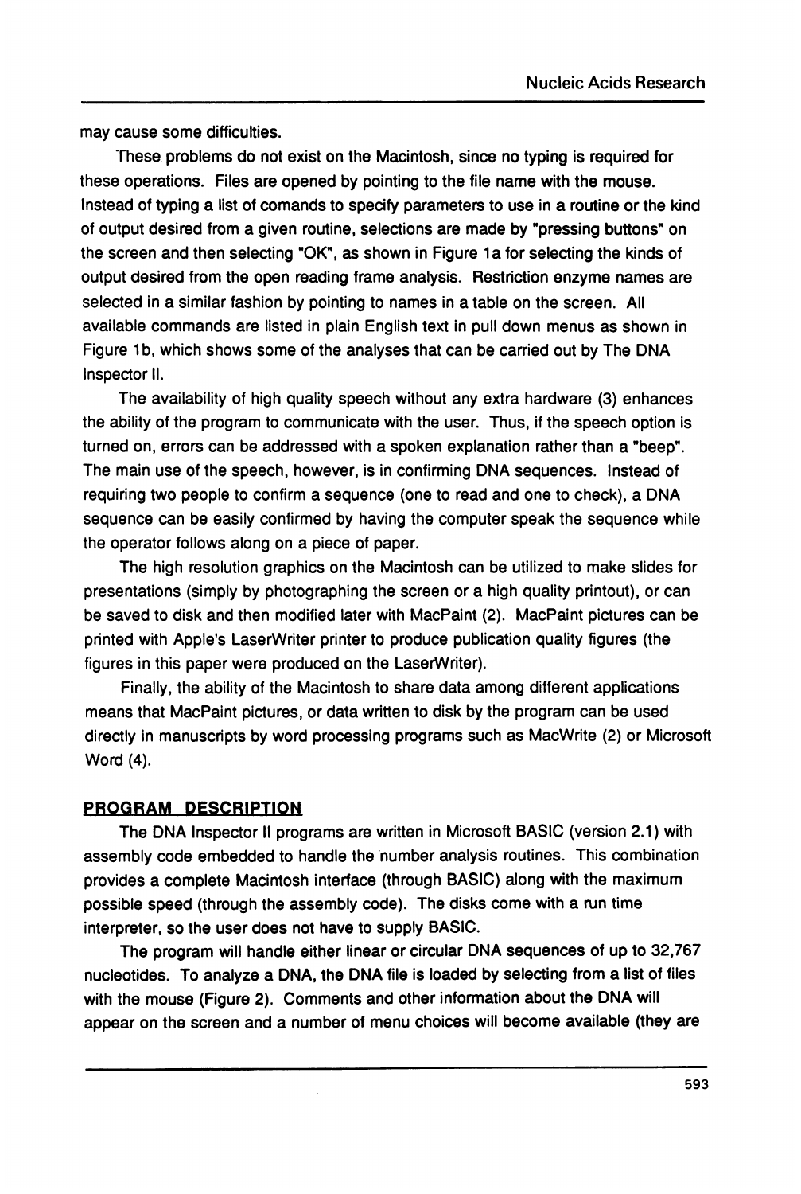may cause some difficulties.

These problems do not exist on the Macintosh, since no typing is required for these operations. Files are opened by pointing to the file name with the mouse. Instead of typing a list of comands to specify parameters to use in a routine or the kind of output desired from a given routine, selections are made by "pressing buttons" on the screen and then selecting "OK", as shown in Figure 1a for selecting the kinds of output desired from the open reading frame analysis. Restriction enzyme names are selected in a similar fashion by pointing to names in a table on the screen. All available commands are listed in plain English text in pull down menus as shown in Figure 1b, which shows some of the analyses that can be carried out by The DNA Inspector II.

The availability of high quality speech without any extra hardware (3) enhances the ability of the program to communicate with the user. Thus, if the speech option is turned on, errors can be addressed with a spoken explanation rather than a "beep". The main use of the speech, however, is in confirming DNA sequences. Instead of requiring two people to confirm a sequence (one to read and one to check), a DNA sequence can be easily confirmed by having the computer speak the sequence while the operator follows along on a piece of paper.

The high resolution graphics on the Macintosh can be utilized to make slides for presentations (simply by photographing the screen or a high quality printout), or can be saved to disk and then modified later with MacPaint (2). MacPaint pictures can be printed with Apple's LaserWriter printer to produce publication quality figures (the figures in this paper were produced on the LaserWriter).

Finally, the ability of the Macintosh to share data among different applications means that MacPaint pictures, or data written to disk by the program can be used directly in manuscripts by word processing programs such as MacWrite (2) or Microsoft Word (4).

## PROGRAM DESCRIPTION

The DNA Inspector II programs are written in Microsoft BASIC (version 2.1) with assembly code embedded to handle the number analysis routines. This combination provides a complete Macintosh interface (through BASIC) along with the maximum possible speed (through the assembly code). The disks come with a run time interpreter, so the user does not have to supply BASIC.

The program will handle either linear or circular DNA sequences of up to 32,767 nucleotides. To analyze a DNA, the DNA file is loaded by selecting from a list of files with the mouse (Figure 2). Comments and other information about the DNA will appear on the screen and a number of menu choices will become available (they are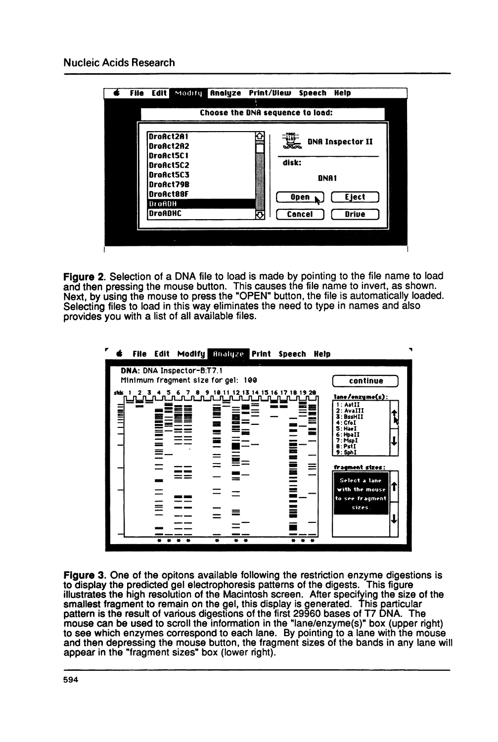**Figure 2.** Selection of a DNA file to load is made by pointing to the file name to load and then pressing the mouse button. This causes the file name to invert, as shown. Next, by using the mouse to press the "OPEN" button, the file is automatically loaded. Selecting files to load in this way eliminates the need to type in names and also provides you with a list of all available files.

**Figure 3.** One of the opitons available following the restriction enzyme digestions is to display the predicted gel electrophoresis patterns of the digests. This figure illustrates the high resolution of the Macintosh screen. After specifying the size of the smallest fragment to remain on the gel, this display is generated. This particular pattern is the result of various digestions of the first 29960 bases of T7 DNA. The mouse can be used to scroll the information in the "lane/enzyme(s)" box (upper right) to see which enzymes correspond to each lane. By pointing to a lane with the mouse and then depressing the mouse button, the fragment sizes of the bands in any lane will appear in the "fragment sizes" box (lower right).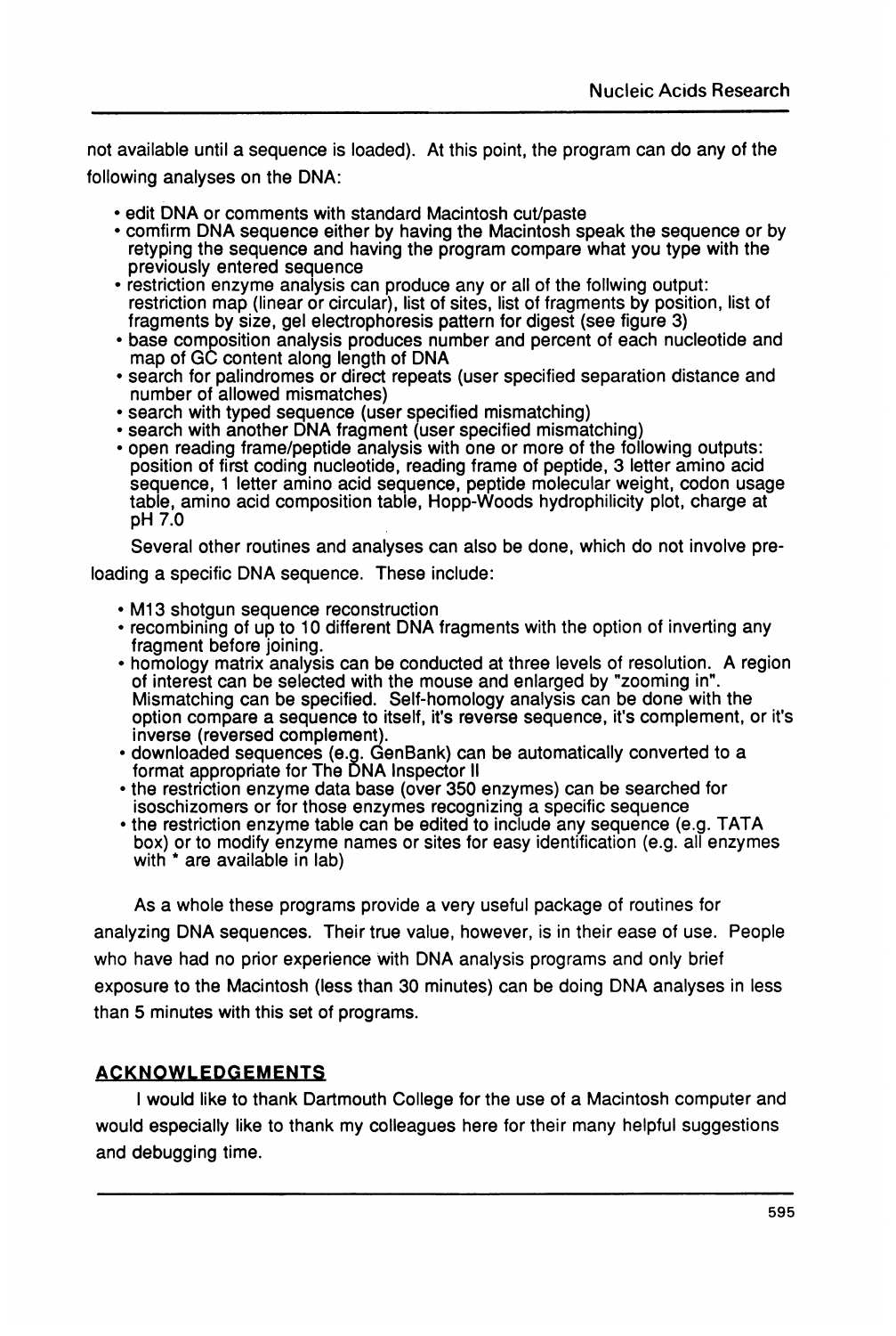not available until a sequence is loaded). At this point, the program can do any of the following analyses on the DNA:

- edit DNA or comments with standard Macintosh cut/paste
- comfirm DNA sequence either by having the Macintosh speak the sequence or by retyping the sequence and having the program compare what you type with the previously entered sequence
- restriction enzyme analysis can produce any or all of the follwing output: restriction map (linear or circular), list of sites, list of fragments by position, list of fragments by size, gel electrophoresis pattern for digest (see figure 3)
- base composition analysis produces number and percent of each nucleotide and map of GC content along length of DNA
- search for palindromes or direct repeats (user specified separation distance and number of allowed mismatches)
- search with typed sequence (user specified mismatching)
- search with another DNA fragment (user specified mismatching)
- open reading frame/peptide analysis with one or more of the following outputs: position of first coding nucleotide, reading frame of peptide, 3 letter amino acid sequence, 1 letter amino acid sequence, peptide molecular weight, codon usage table, amino acid composition table, Hopp-Woods hydrophilicity plot, charge at pH 7.0

Several other routines and analyses can also be done, which do not involve pre-loading a specific DNA sequence. These include:

- M13 shotgun sequence reconstruction
- recombining of up to 10 different DNA fragments with the option of inverting any fragment before joining.
- homology matrix analysis can be conducted at three levels of resolution. A region of interest can be selected with the mouse and enlarged by "zooming in". Mismatching can be specified. Self-homology analysis can be done with the option compare a sequence to itself, it's reverse sequence, it's complement, or it's inverse (reversed complement).
- downloaded sequences (e.g. GenBank) can be automatically converted to a format appropriate for The DNA Inspector II
- the restriction enzyme data base (over 350 enzymes) can be searched for isoschizomers or for those enzymes recognizing a specific sequence
- the restriction enzyme table can be edited to include any sequence (e.g. TATA box) or to modify enzyme names or sites for easy identification (e.g. all enzymes with * are available in lab)

As a whole these programs provide a very useful package of routines for analyzing DNA sequences. Their true value, however, is in their ease of use. People who have had no prior experience with DNA analysis programs and only brief exposure to the Macintosh (less than 30 minutes) can be doing DNA analyses in less than 5 minutes with this set of programs.

## ACKNOWLEDGEMENTS

I would like to thank Dartmouth College for the use of a Macintosh computer and would especially like to thank my colleagues here for their many helpful suggestions and debugging time.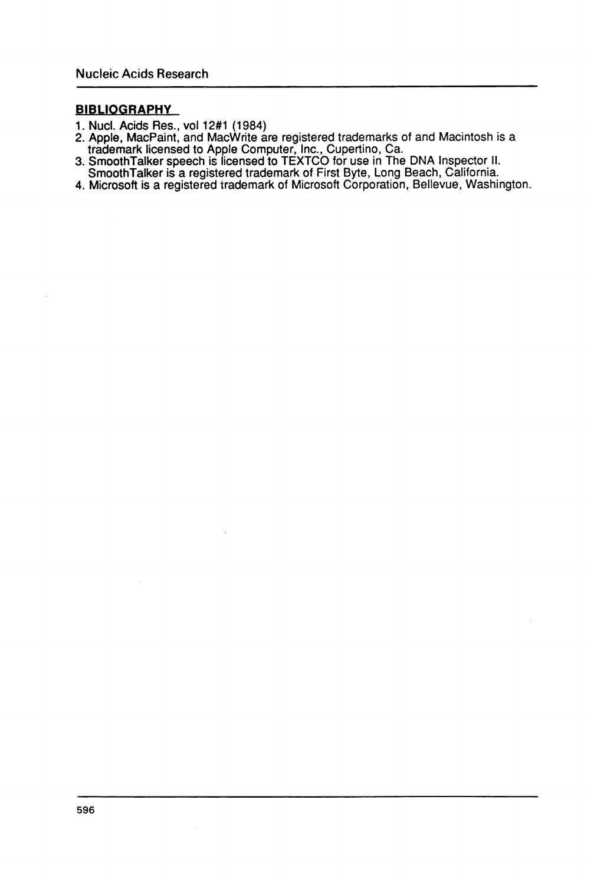## BIBLIOGRAPHY

1. Nucl. Acids Res., vol 12#1 (1984)
2. Apple, MacPaint, and MacWrite are registered trademarks of and Macintosh is a trademark licensed to Apple Computer, Inc., Cupertino, Ca.
3. SmoothTalker speech is licensed to TEXTCO for use in The DNA Inspector II. SmoothTalker is a registered trademark of First Byte, Long Beach, California.
4. Microsoft is a registered trademark of Microsoft Corporation, Bellevue, Washington.